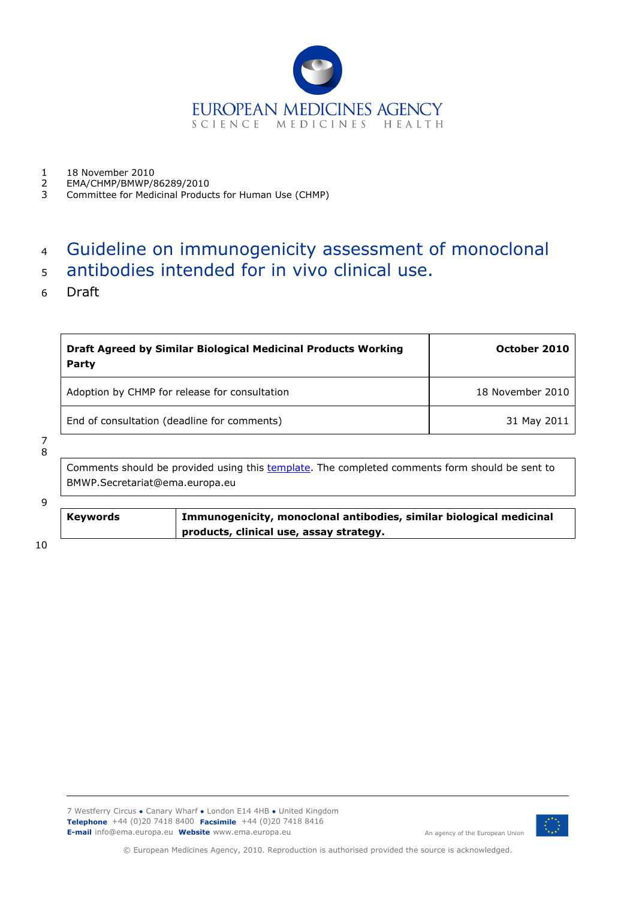18 November 2010
EMA/CHMP/BMWP/86289/2010
Committee for Medicinal Products for Human Use (CHMP)

# Guideline on immunogenicity assessment of monoclonal antibodies intended for in vivo clinical use.

Draft

| **Draft Agreed by Similar Biological Medicinal Products Working Party** | **October 2010** |
|---|---|
| Adoption by CHMP for release for consultation | 18 November 2010 |
| End of consultation (deadline for comments) | 31 May 2011 |

Comments should be provided using this template. The completed comments form should be sent to BMWP.Secretariat@ema.europa.eu

| **Keywords** | **Immunogenicity, monoclonal antibodies, similar biological medicinal products, clinical use, assay strategy.** |
|---|---|

7 Westferry Circus • Canary Wharf • London E14 4HB • United Kingdom
**Telephone** +44 (0)20 7418 8400 **Facsimile** +44 (0)20 7418 8416
**E-mail** info@ema.europa.eu **Website** www.ema.europa.eu

An agency of the European Union

© European Medicines Agency, 2010. Reproduction is authorised provided the source is acknowledged.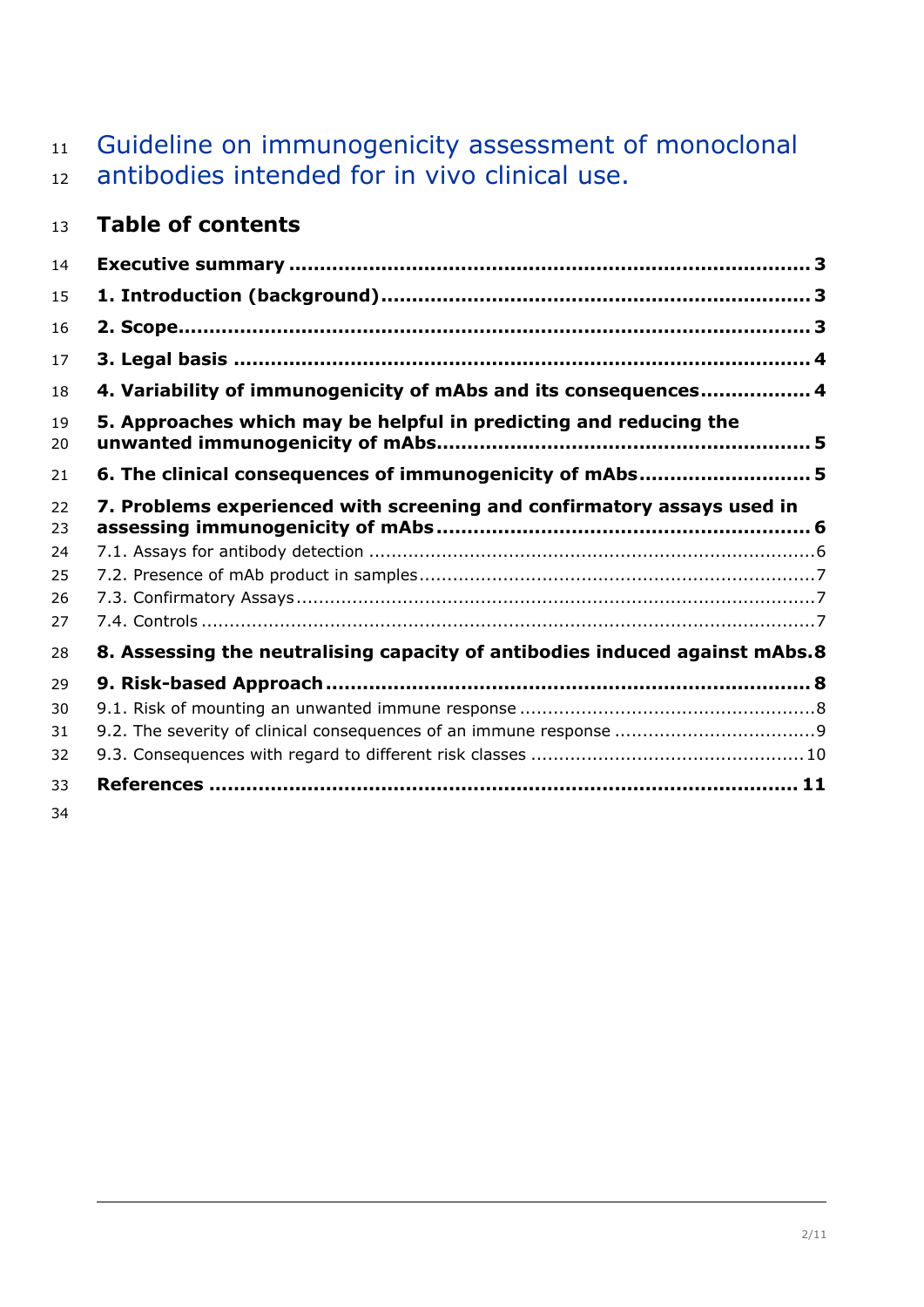# Guideline on immunogenicity assessment of monoclonal antibodies intended for in vivo clinical use.

## Table of contents

**Executive summary** ..... **3**

**1. Introduction (background)** ..... **3**

**2. Scope** ..... **3**

**3. Legal basis** ..... **4**

**4. Variability of immunogenicity of mAbs and its consequences** ..... **4**

**5. Approaches which may be helpful in predicting and reducing the unwanted immunogenicity of mAbs** ..... **5**

**6. The clinical consequences of immunogenicity of mAbs** ..... **5**

**7. Problems experienced with screening and confirmatory assays used in assessing immunogenicity of mAbs** ..... **6**

7.1. Assays for antibody detection ..... 6

7.2. Presence of mAb product in samples ..... 7

7.3. Confirmatory Assays ..... 7

7.4. Controls ..... 7

**8. Assessing the neutralising capacity of antibodies induced against mAbs** ..... **8**

**9. Risk-based Approach** ..... **8**

9.1. Risk of mounting an unwanted immune response ..... 8

9.2. The severity of clinical consequences of an immune response ..... 9

9.3. Consequences with regard to different risk classes ..... 10

**References** ..... **11**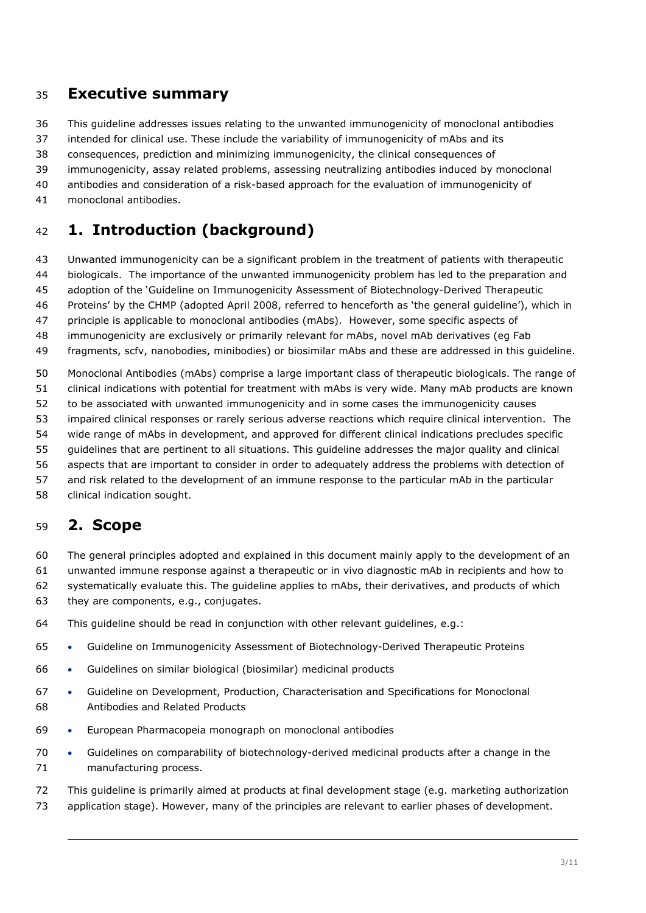## Executive summary

This guideline addresses issues relating to the unwanted immunogenicity of monoclonal antibodies intended for clinical use. These include the variability of immunogenicity of mAbs and its consequences, prediction and minimizing immunogenicity, the clinical consequences of immunogenicity, assay related problems, assessing neutralizing antibodies induced by monoclonal antibodies and consideration of a risk-based approach for the evaluation of immunogenicity of monoclonal antibodies.

## 1. Introduction (background)

Unwanted immunogenicity can be a significant problem in the treatment of patients with therapeutic biologicals. The importance of the unwanted immunogenicity problem has led to the preparation and adoption of the 'Guideline on Immunogenicity Assessment of Biotechnology-Derived Therapeutic Proteins' by the CHMP (adopted April 2008, referred to henceforth as 'the general guideline'), which in principle is applicable to monoclonal antibodies (mAbs). However, some specific aspects of immunogenicity are exclusively or primarily relevant for mAbs, novel mAb derivatives (eg Fab fragments, scfv, nanobodies, minibodies) or biosimilar mAbs and these are addressed in this guideline.

Monoclonal Antibodies (mAbs) comprise a large important class of therapeutic biologicals. The range of clinical indications with potential for treatment with mAbs is very wide. Many mAb products are known to be associated with unwanted immunogenicity and in some cases the immunogenicity causes impaired clinical responses or rarely serious adverse reactions which require clinical intervention. The wide range of mAbs in development, and approved for different clinical indications precludes specific guidelines that are pertinent to all situations. This guideline addresses the major quality and clinical aspects that are important to consider in order to adequately address the problems with detection of and risk related to the development of an immune response to the particular mAb in the particular clinical indication sought.

## 2. Scope

The general principles adopted and explained in this document mainly apply to the development of an unwanted immune response against a therapeutic or in vivo diagnostic mAb in recipients and how to systematically evaluate this. The guideline applies to mAbs, their derivatives, and products of which they are components, e.g., conjugates.

This guideline should be read in conjunction with other relevant guidelines, e.g.:

- Guideline on Immunogenicity Assessment of Biotechnology-Derived Therapeutic Proteins
- Guidelines on similar biological (biosimilar) medicinal products
- Guideline on Development, Production, Characterisation and Specifications for Monoclonal Antibodies and Related Products
- European Pharmacopeia monograph on monoclonal antibodies
- Guidelines on comparability of biotechnology-derived medicinal products after a change in the manufacturing process.

This guideline is primarily aimed at products at final development stage (e.g. marketing authorization application stage). However, many of the principles are relevant to earlier phases of development.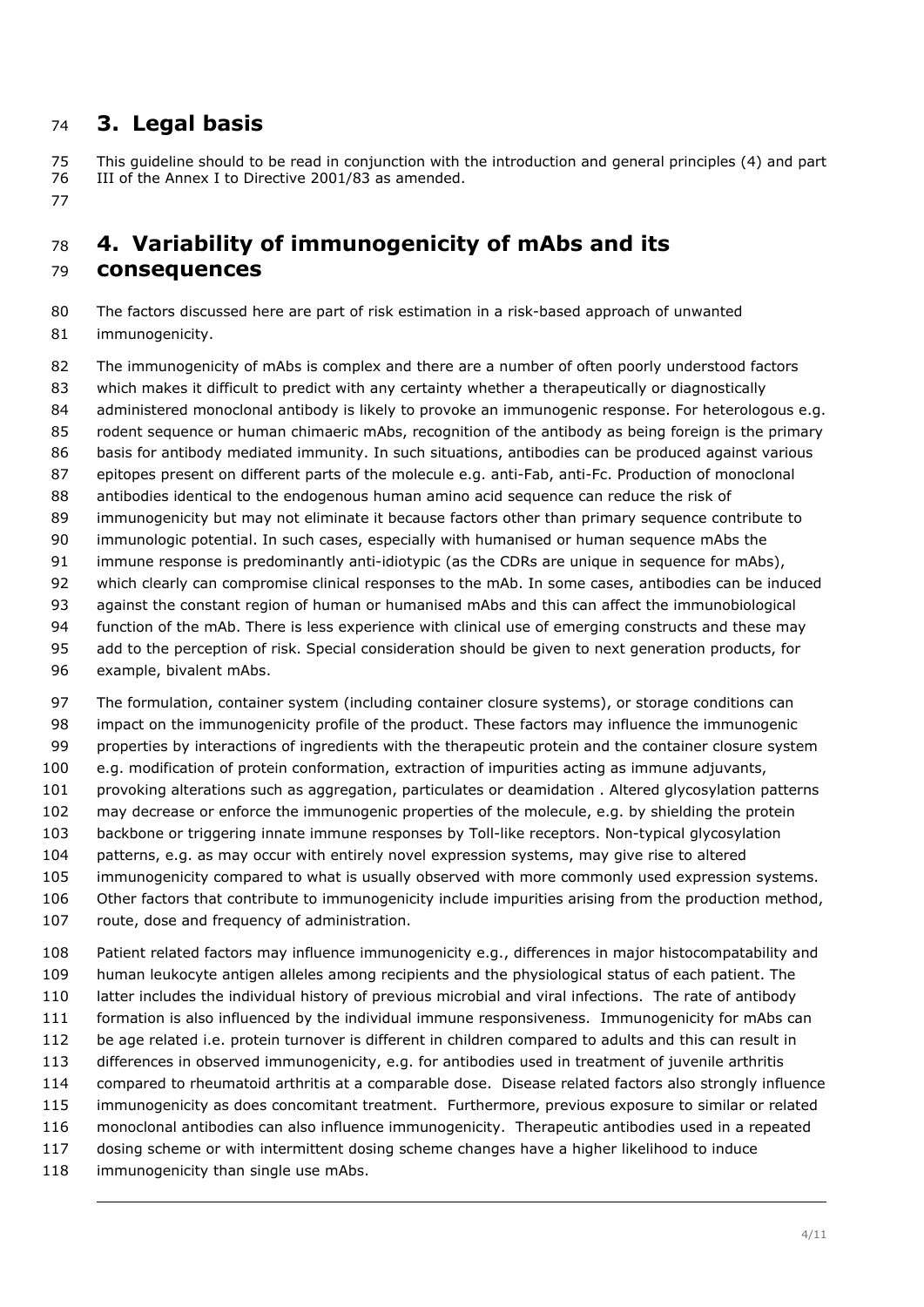# 3. Legal basis

This guideline should to be read in conjunction with the introduction and general principles (4) and part III of the Annex I to Directive 2001/83 as amended.

# 4. Variability of immunogenicity of mAbs and its consequences

The factors discussed here are part of risk estimation in a risk-based approach of unwanted immunogenicity.

The immunogenicity of mAbs is complex and there are a number of often poorly understood factors which makes it difficult to predict with any certainty whether a therapeutically or diagnostically administered monoclonal antibody is likely to provoke an immunogenic response. For heterologous e.g. rodent sequence or human chimaeric mAbs, recognition of the antibody as being foreign is the primary basis for antibody mediated immunity. In such situations, antibodies can be produced against various epitopes present on different parts of the molecule e.g. anti-Fab, anti-Fc. Production of monoclonal antibodies identical to the endogenous human amino acid sequence can reduce the risk of immunogenicity but may not eliminate it because factors other than primary sequence contribute to immunologic potential. In such cases, especially with humanised or human sequence mAbs the immune response is predominantly anti-idiotypic (as the CDRs are unique in sequence for mAbs), which clearly can compromise clinical responses to the mAb. In some cases, antibodies can be induced against the constant region of human or humanised mAbs and this can affect the immunobiological function of the mAb. There is less experience with clinical use of emerging constructs and these may add to the perception of risk. Special consideration should be given to next generation products, for example, bivalent mAbs.

The formulation, container system (including container closure systems), or storage conditions can impact on the immunogenicity profile of the product. These factors may influence the immunogenic properties by interactions of ingredients with the therapeutic protein and the container closure system e.g. modification of protein conformation, extraction of impurities acting as immune adjuvants, provoking alterations such as aggregation, particulates or deamidation . Altered glycosylation patterns may decrease or enforce the immunogenic properties of the molecule, e.g. by shielding the protein backbone or triggering innate immune responses by Toll-like receptors. Non-typical glycosylation patterns, e.g. as may occur with entirely novel expression systems, may give rise to altered immunogenicity compared to what is usually observed with more commonly used expression systems. Other factors that contribute to immunogenicity include impurities arising from the production method, route, dose and frequency of administration.

Patient related factors may influence immunogenicity e.g., differences in major histocompatability and human leukocyte antigen alleles among recipients and the physiological status of each patient. The latter includes the individual history of previous microbial and viral infections. The rate of antibody formation is also influenced by the individual immune responsiveness. Immunogenicity for mAbs can be age related i.e. protein turnover is different in children compared to adults and this can result in differences in observed immunogenicity, e.g. for antibodies used in treatment of juvenile arthritis compared to rheumatoid arthritis at a comparable dose. Disease related factors also strongly influence immunogenicity as does concomitant treatment. Furthermore, previous exposure to similar or related monoclonal antibodies can also influence immunogenicity. Therapeutic antibodies used in a repeated dosing scheme or with intermittent dosing scheme changes have a higher likelihood to induce immunogenicity than single use mAbs.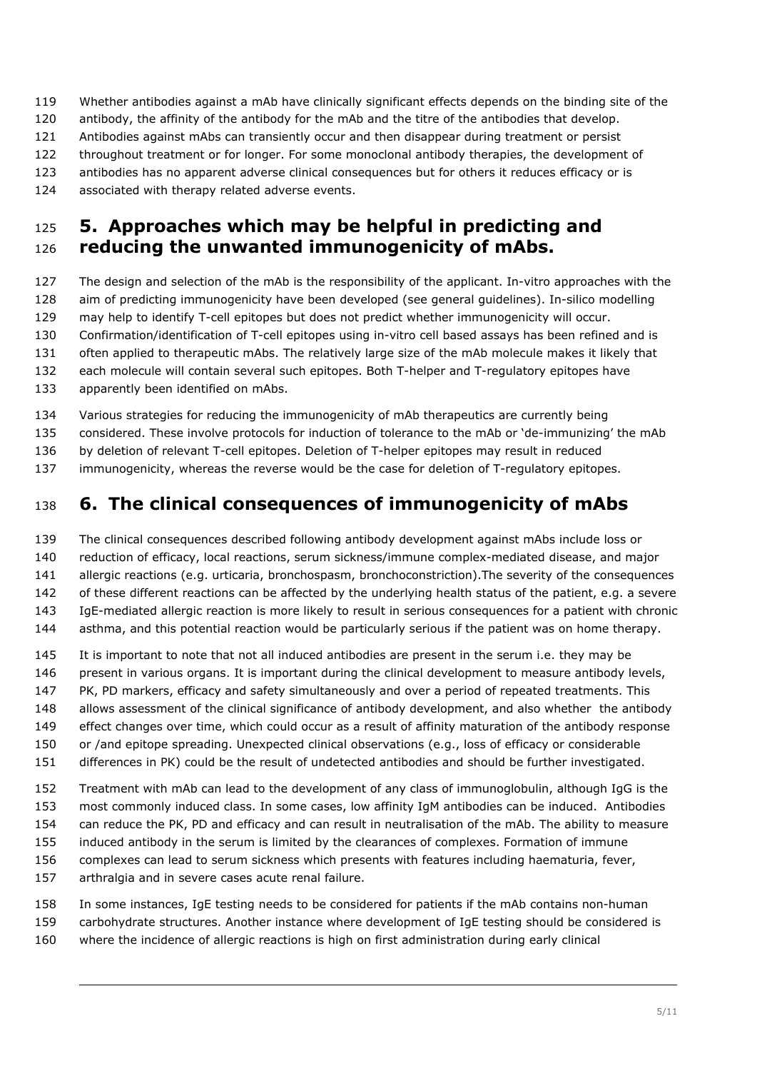Whether antibodies against a mAb have clinically significant effects depends on the binding site of the antibody, the affinity of the antibody for the mAb and the titre of the antibodies that develop. Antibodies against mAbs can transiently occur and then disappear during treatment or persist throughout treatment or for longer. For some monoclonal antibody therapies, the development of antibodies has no apparent adverse clinical consequences but for others it reduces efficacy or is associated with therapy related adverse events.

# 5. Approaches which may be helpful in predicting and reducing the unwanted immunogenicity of mAbs.

The design and selection of the mAb is the responsibility of the applicant. In-vitro approaches with the aim of predicting immunogenicity have been developed (see general guidelines). In-silico modelling may help to identify T-cell epitopes but does not predict whether immunogenicity will occur. Confirmation/identification of T-cell epitopes using in-vitro cell based assays has been refined and is often applied to therapeutic mAbs. The relatively large size of the mAb molecule makes it likely that each molecule will contain several such epitopes. Both T-helper and T-regulatory epitopes have apparently been identified on mAbs.

Various strategies for reducing the immunogenicity of mAb therapeutics are currently being considered. These involve protocols for induction of tolerance to the mAb or 'de-immunizing' the mAb by deletion of relevant T-cell epitopes. Deletion of T-helper epitopes may result in reduced immunogenicity, whereas the reverse would be the case for deletion of T-regulatory epitopes.

# 6. The clinical consequences of immunogenicity of mAbs

The clinical consequences described following antibody development against mAbs include loss or reduction of efficacy, local reactions, serum sickness/immune complex-mediated disease, and major allergic reactions (e.g. urticaria, bronchospasm, bronchoconstriction).The severity of the consequences of these different reactions can be affected by the underlying health status of the patient, e.g. a severe IgE-mediated allergic reaction is more likely to result in serious consequences for a patient with chronic asthma, and this potential reaction would be particularly serious if the patient was on home therapy.

It is important to note that not all induced antibodies are present in the serum i.e. they may be present in various organs. It is important during the clinical development to measure antibody levels, PK, PD markers, efficacy and safety simultaneously and over a period of repeated treatments. This allows assessment of the clinical significance of antibody development, and also whether the antibody effect changes over time, which could occur as a result of affinity maturation of the antibody response or /and epitope spreading. Unexpected clinical observations (e.g., loss of efficacy or considerable differences in PK) could be the result of undetected antibodies and should be further investigated.

Treatment with mAb can lead to the development of any class of immunoglobulin, although IgG is the most commonly induced class. In some cases, low affinity IgM antibodies can be induced. Antibodies can reduce the PK, PD and efficacy and can result in neutralisation of the mAb. The ability to measure induced antibody in the serum is limited by the clearances of complexes. Formation of immune complexes can lead to serum sickness which presents with features including haematuria, fever, arthralgia and in severe cases acute renal failure.

In some instances, IgE testing needs to be considered for patients if the mAb contains non-human carbohydrate structures. Another instance where development of IgE testing should be considered is where the incidence of allergic reactions is high on first administration during early clinical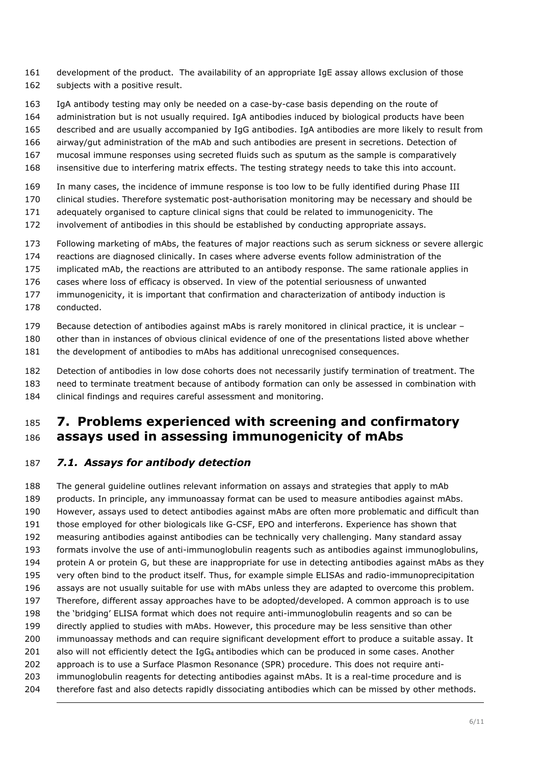development of the product. The availability of an appropriate IgE assay allows exclusion of those subjects with a positive result.

IgA antibody testing may only be needed on a case-by-case basis depending on the route of administration but is not usually required. IgA antibodies induced by biological products have been described and are usually accompanied by IgG antibodies. IgA antibodies are more likely to result from airway/gut administration of the mAb and such antibodies are present in secretions. Detection of mucosal immune responses using secreted fluids such as sputum as the sample is comparatively insensitive due to interfering matrix effects. The testing strategy needs to take this into account.

In many cases, the incidence of immune response is too low to be fully identified during Phase III clinical studies. Therefore systematic post-authorisation monitoring may be necessary and should be adequately organised to capture clinical signs that could be related to immunogenicity. The involvement of antibodies in this should be established by conducting appropriate assays.

Following marketing of mAbs, the features of major reactions such as serum sickness or severe allergic reactions are diagnosed clinically. In cases where adverse events follow administration of the implicated mAb, the reactions are attributed to an antibody response. The same rationale applies in cases where loss of efficacy is observed. In view of the potential seriousness of unwanted immunogenicity, it is important that confirmation and characterization of antibody induction is conducted.

Because detection of antibodies against mAbs is rarely monitored in clinical practice, it is unclear – other than in instances of obvious clinical evidence of one of the presentations listed above whether the development of antibodies to mAbs has additional unrecognised consequences.

Detection of antibodies in low dose cohorts does not necessarily justify termination of treatment. The need to terminate treatment because of antibody formation can only be assessed in combination with clinical findings and requires careful assessment and monitoring.

# 7. Problems experienced with screening and confirmatory assays used in assessing immunogenicity of mAbs

## *7.1. Assays for antibody detection*

The general guideline outlines relevant information on assays and strategies that apply to mAb products. In principle, any immunoassay format can be used to measure antibodies against mAbs. However, assays used to detect antibodies against mAbs are often more problematic and difficult than those employed for other biologicals like G-CSF, EPO and interferons. Experience has shown that measuring antibodies against antibodies can be technically very challenging. Many standard assay formats involve the use of anti-immunoglobulin reagents such as antibodies against immunoglobulins, protein A or protein G, but these are inappropriate for use in detecting antibodies against mAbs as they very often bind to the product itself. Thus, for example simple ELISAs and radio-immunoprecipitation assays are not usually suitable for use with mAbs unless they are adapted to overcome this problem. Therefore, different assay approaches have to be adopted/developed. A common approach is to use the 'bridging' ELISA format which does not require anti-immunoglobulin reagents and so can be directly applied to studies with mAbs. However, this procedure may be less sensitive than other immunoassay methods and can require significant development effort to produce a suitable assay. It also will not efficiently detect the $IgG_4$ antibodies which can be produced in some cases. Another approach is to use a Surface Plasmon Resonance (SPR) procedure. This does not require anti-immunoglobulin reagents for detecting antibodies against mAbs. It is a real-time procedure and is therefore fast and also detects rapidly dissociating antibodies which can be missed by other methods.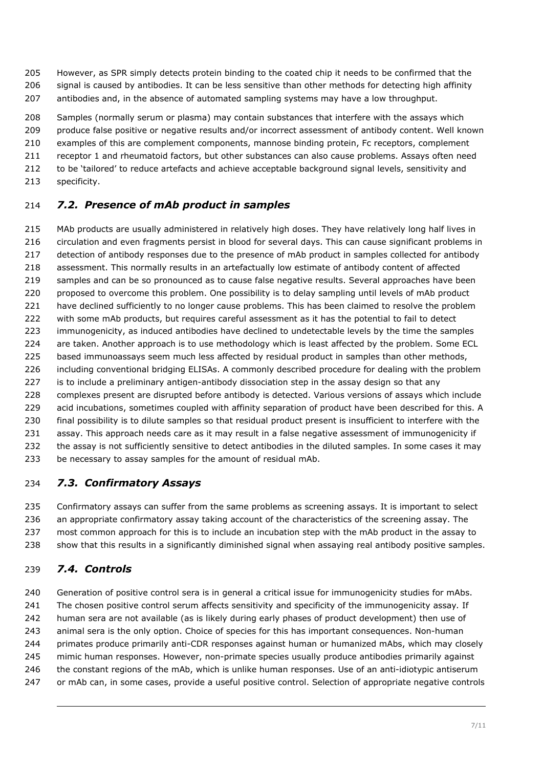However, as SPR simply detects protein binding to the coated chip it needs to be confirmed that the signal is caused by antibodies. It can be less sensitive than other methods for detecting high affinity antibodies and, in the absence of automated sampling systems may have a low throughput.

Samples (normally serum or plasma) may contain substances that interfere with the assays which produce false positive or negative results and/or incorrect assessment of antibody content. Well known examples of this are complement components, mannose binding protein, Fc receptors, complement receptor 1 and rheumatoid factors, but other substances can also cause problems. Assays often need to be 'tailored' to reduce artefacts and achieve acceptable background signal levels, sensitivity and specificity.

## *7.2. Presence of mAb product in samples*

MAb products are usually administered in relatively high doses. They have relatively long half lives in circulation and even fragments persist in blood for several days. This can cause significant problems in detection of antibody responses due to the presence of mAb product in samples collected for antibody assessment. This normally results in an artefactually low estimate of antibody content of affected samples and can be so pronounced as to cause false negative results. Several approaches have been proposed to overcome this problem. One possibility is to delay sampling until levels of mAb product have declined sufficiently to no longer cause problems. This has been claimed to resolve the problem with some mAb products, but requires careful assessment as it has the potential to fail to detect immunogenicity, as induced antibodies have declined to undetectable levels by the time the samples are taken. Another approach is to use methodology which is least affected by the problem. Some ECL based immunoassays seem much less affected by residual product in samples than other methods, including conventional bridging ELISAs. A commonly described procedure for dealing with the problem is to include a preliminary antigen-antibody dissociation step in the assay design so that any complexes present are disrupted before antibody is detected. Various versions of assays which include acid incubations, sometimes coupled with affinity separation of product have been described for this. A final possibility is to dilute samples so that residual product present is insufficient to interfere with the assay. This approach needs care as it may result in a false negative assessment of immunogenicity if the assay is not sufficiently sensitive to detect antibodies in the diluted samples. In some cases it may be necessary to assay samples for the amount of residual mAb.

## *7.3. Confirmatory Assays*

Confirmatory assays can suffer from the same problems as screening assays. It is important to select an appropriate confirmatory assay taking account of the characteristics of the screening assay. The most common approach for this is to include an incubation step with the mAb product in the assay to show that this results in a significantly diminished signal when assaying real antibody positive samples.

## *7.4. Controls*

Generation of positive control sera is in general a critical issue for immunogenicity studies for mAbs. The chosen positive control serum affects sensitivity and specificity of the immunogenicity assay. If human sera are not available (as is likely during early phases of product development) then use of animal sera is the only option. Choice of species for this has important consequences. Non-human primates produce primarily anti-CDR responses against human or humanized mAbs, which may closely mimic human responses. However, non-primate species usually produce antibodies primarily against the constant regions of the mAb, which is unlike human responses. Use of an anti-idiotypic antiserum or mAb can, in some cases, provide a useful positive control. Selection of appropriate negative controls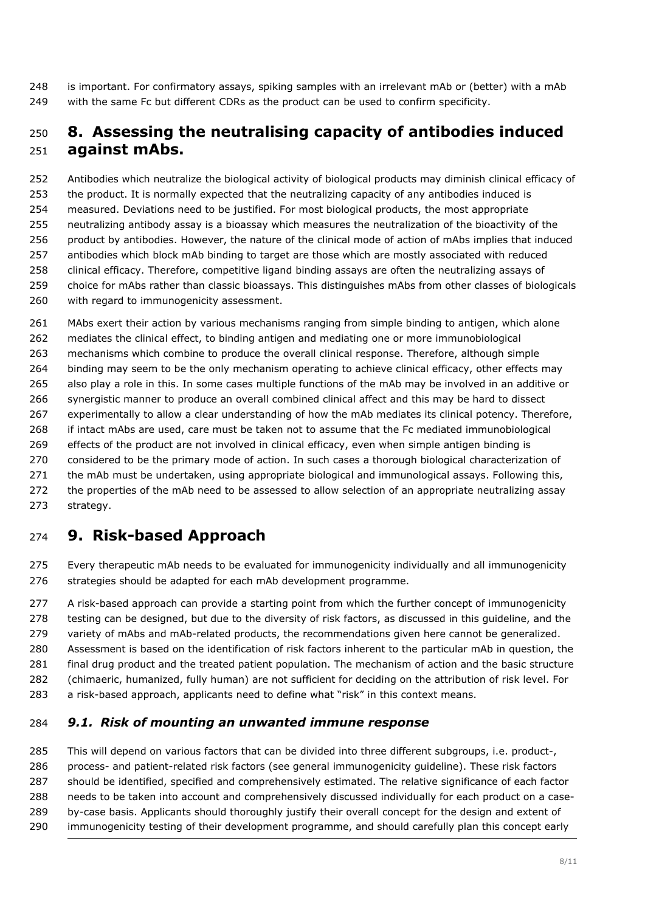is important. For confirmatory assays, spiking samples with an irrelevant mAb or (better) with a mAb with the same Fc but different CDRs as the product can be used to confirm specificity.

# 8. Assessing the neutralising capacity of antibodies induced against mAbs.

Antibodies which neutralize the biological activity of biological products may diminish clinical efficacy of the product. It is normally expected that the neutralizing capacity of any antibodies induced is measured. Deviations need to be justified. For most biological products, the most appropriate neutralizing antibody assay is a bioassay which measures the neutralization of the bioactivity of the product by antibodies. However, the nature of the clinical mode of action of mAbs implies that induced antibodies which block mAb binding to target are those which are mostly associated with reduced clinical efficacy. Therefore, competitive ligand binding assays are often the neutralizing assays of choice for mAbs rather than classic bioassays. This distinguishes mAbs from other classes of biologicals with regard to immunogenicity assessment.

MAbs exert their action by various mechanisms ranging from simple binding to antigen, which alone mediates the clinical effect, to binding antigen and mediating one or more immunobiological mechanisms which combine to produce the overall clinical response. Therefore, although simple binding may seem to be the only mechanism operating to achieve clinical efficacy, other effects may also play a role in this. In some cases multiple functions of the mAb may be involved in an additive or synergistic manner to produce an overall combined clinical affect and this may be hard to dissect experimentally to allow a clear understanding of how the mAb mediates its clinical potency. Therefore, if intact mAbs are used, care must be taken not to assume that the Fc mediated immunobiological effects of the product are not involved in clinical efficacy, even when simple antigen binding is considered to be the primary mode of action. In such cases a thorough biological characterization of the mAb must be undertaken, using appropriate biological and immunological assays. Following this, the properties of the mAb need to be assessed to allow selection of an appropriate neutralizing assay strategy.

# 9. Risk-based Approach

Every therapeutic mAb needs to be evaluated for immunogenicity individually and all immunogenicity strategies should be adapted for each mAb development programme.

A risk-based approach can provide a starting point from which the further concept of immunogenicity testing can be designed, but due to the diversity of risk factors, as discussed in this guideline, and the variety of mAbs and mAb-related products, the recommendations given here cannot be generalized. Assessment is based on the identification of risk factors inherent to the particular mAb in question, the final drug product and the treated patient population. The mechanism of action and the basic structure (chimaeric, humanized, fully human) are not sufficient for deciding on the attribution of risk level. For a risk-based approach, applicants need to define what “risk” in this context means.

## *9.1. Risk of mounting an unwanted immune response*

This will depend on various factors that can be divided into three different subgroups, i.e. product-, process- and patient-related risk factors (see general immunogenicity guideline). These risk factors should be identified, specified and comprehensively estimated. The relative significance of each factor needs to be taken into account and comprehensively discussed individually for each product on a case-by-case basis. Applicants should thoroughly justify their overall concept for the design and extent of immunogenicity testing of their development programme, and should carefully plan this concept early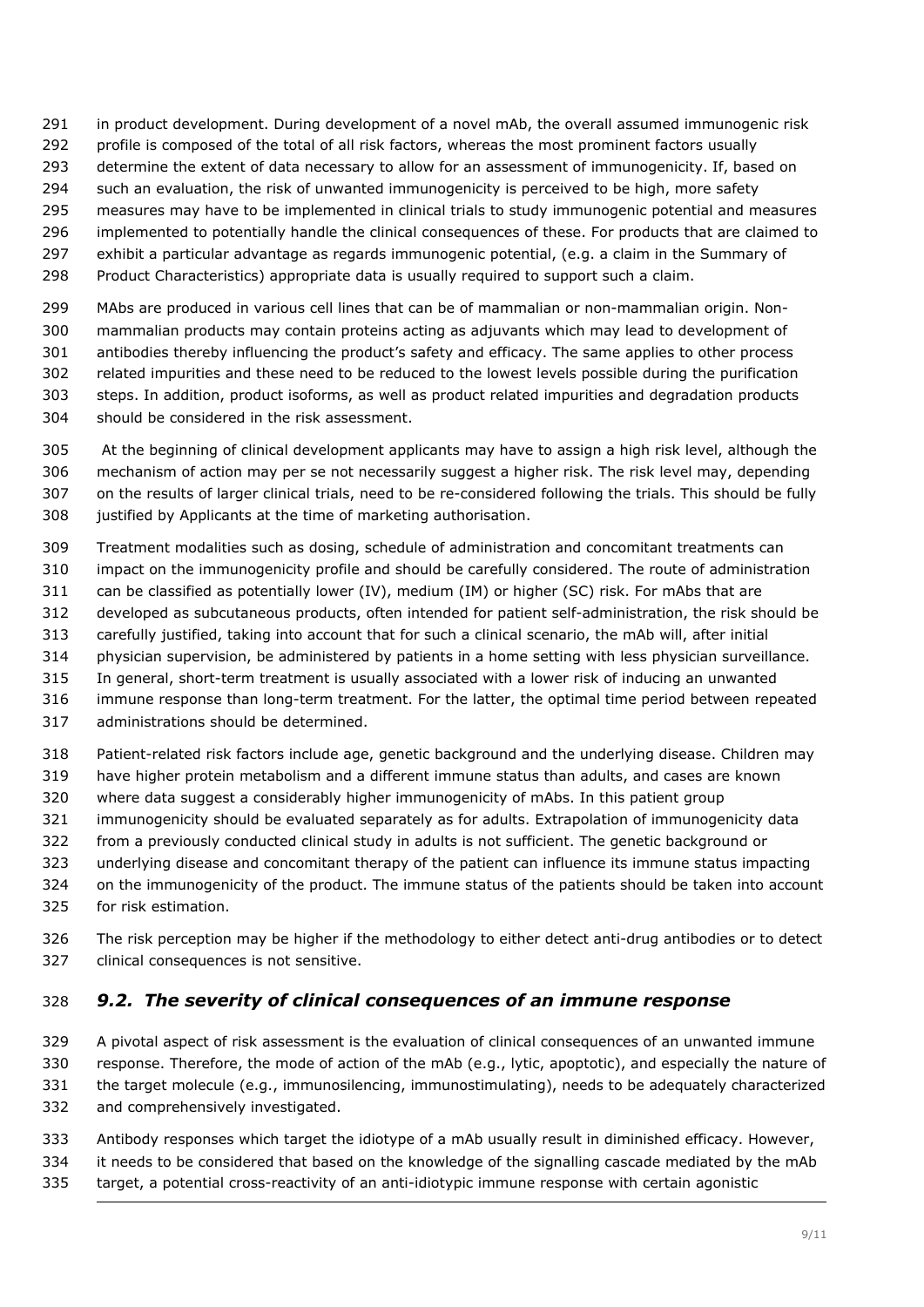in product development. During development of a novel mAb, the overall assumed immunogenic risk profile is composed of the total of all risk factors, whereas the most prominent factors usually determine the extent of data necessary to allow for an assessment of immunogenicity. If, based on such an evaluation, the risk of unwanted immunogenicity is perceived to be high, more safety measures may have to be implemented in clinical trials to study immunogenic potential and measures implemented to potentially handle the clinical consequences of these. For products that are claimed to exhibit a particular advantage as regards immunogenic potential, (e.g. a claim in the Summary of Product Characteristics) appropriate data is usually required to support such a claim.

MAbs are produced in various cell lines that can be of mammalian or non-mammalian origin. Non-mammalian products may contain proteins acting as adjuvants which may lead to development of antibodies thereby influencing the product's safety and efficacy. The same applies to other process related impurities and these need to be reduced to the lowest levels possible during the purification steps. In addition, product isoforms, as well as product related impurities and degradation products should be considered in the risk assessment.

At the beginning of clinical development applicants may have to assign a high risk level, although the mechanism of action may per se not necessarily suggest a higher risk. The risk level may, depending on the results of larger clinical trials, need to be re-considered following the trials. This should be fully justified by Applicants at the time of marketing authorisation.

Treatment modalities such as dosing, schedule of administration and concomitant treatments can impact on the immunogenicity profile and should be carefully considered. The route of administration can be classified as potentially lower (IV), medium (IM) or higher (SC) risk. For mAbs that are developed as subcutaneous products, often intended for patient self-administration, the risk should be carefully justified, taking into account that for such a clinical scenario, the mAb will, after initial physician supervision, be administered by patients in a home setting with less physician surveillance. In general, short-term treatment is usually associated with a lower risk of inducing an unwanted immune response than long-term treatment. For the latter, the optimal time period between repeated administrations should be determined.

Patient-related risk factors include age, genetic background and the underlying disease. Children may have higher protein metabolism and a different immune status than adults, and cases are known where data suggest a considerably higher immunogenicity of mAbs. In this patient group immunogenicity should be evaluated separately as for adults. Extrapolation of immunogenicity data from a previously conducted clinical study in adults is not sufficient. The genetic background or underlying disease and concomitant therapy of the patient can influence its immune status impacting on the immunogenicity of the product. The immune status of the patients should be taken into account for risk estimation.

The risk perception may be higher if the methodology to either detect anti-drug antibodies or to detect clinical consequences is not sensitive.

## *9.2. The severity of clinical consequences of an immune response*

A pivotal aspect of risk assessment is the evaluation of clinical consequences of an unwanted immune response. Therefore, the mode of action of the mAb (e.g., lytic, apoptotic), and especially the nature of the target molecule (e.g., immunosilencing, immunostimulating), needs to be adequately characterized and comprehensively investigated.

Antibody responses which target the idiotype of a mAb usually result in diminished efficacy. However, it needs to be considered that based on the knowledge of the signalling cascade mediated by the mAb target, a potential cross-reactivity of an anti-idiotypic immune response with certain agonistic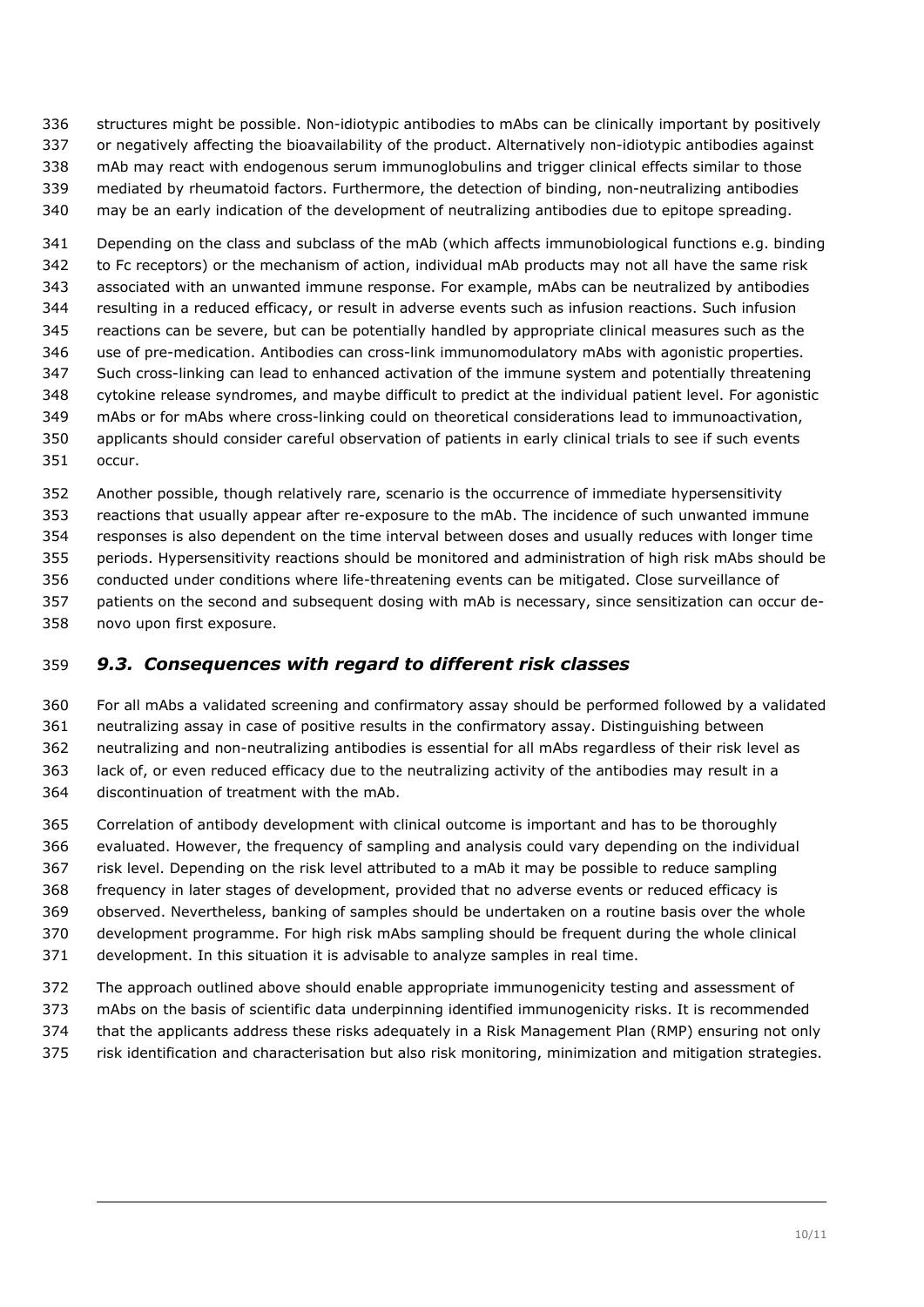structures might be possible. Non-idiotypic antibodies to mAbs can be clinically important by positively or negatively affecting the bioavailability of the product. Alternatively non-idiotypic antibodies against mAb may react with endogenous serum immunoglobulins and trigger clinical effects similar to those mediated by rheumatoid factors. Furthermore, the detection of binding, non-neutralizing antibodies may be an early indication of the development of neutralizing antibodies due to epitope spreading.

Depending on the class and subclass of the mAb (which affects immunobiological functions e.g. binding to Fc receptors) or the mechanism of action, individual mAb products may not all have the same risk associated with an unwanted immune response. For example, mAbs can be neutralized by antibodies resulting in a reduced efficacy, or result in adverse events such as infusion reactions. Such infusion reactions can be severe, but can be potentially handled by appropriate clinical measures such as the use of pre-medication. Antibodies can cross-link immunomodulatory mAbs with agonistic properties. Such cross-linking can lead to enhanced activation of the immune system and potentially threatening cytokine release syndromes, and maybe difficult to predict at the individual patient level. For agonistic mAbs or for mAbs where cross-linking could on theoretical considerations lead to immunoactivation, applicants should consider careful observation of patients in early clinical trials to see if such events occur.

Another possible, though relatively rare, scenario is the occurrence of immediate hypersensitivity reactions that usually appear after re-exposure to the mAb. The incidence of such unwanted immune responses is also dependent on the time interval between doses and usually reduces with longer time periods. Hypersensitivity reactions should be monitored and administration of high risk mAbs should be conducted under conditions where life-threatening events can be mitigated. Close surveillance of patients on the second and subsequent dosing with mAb is necessary, since sensitization can occur de-novo upon first exposure.

## *9.3. Consequences with regard to different risk classes*

For all mAbs a validated screening and confirmatory assay should be performed followed by a validated neutralizing assay in case of positive results in the confirmatory assay. Distinguishing between neutralizing and non-neutralizing antibodies is essential for all mAbs regardless of their risk level as lack of, or even reduced efficacy due to the neutralizing activity of the antibodies may result in a discontinuation of treatment with the mAb.

Correlation of antibody development with clinical outcome is important and has to be thoroughly evaluated. However, the frequency of sampling and analysis could vary depending on the individual risk level. Depending on the risk level attributed to a mAb it may be possible to reduce sampling frequency in later stages of development, provided that no adverse events or reduced efficacy is observed. Nevertheless, banking of samples should be undertaken on a routine basis over the whole development programme. For high risk mAbs sampling should be frequent during the whole clinical development. In this situation it is advisable to analyze samples in real time.

The approach outlined above should enable appropriate immunogenicity testing and assessment of mAbs on the basis of scientific data underpinning identified immunogenicity risks. It is recommended that the applicants address these risks adequately in a Risk Management Plan (RMP) ensuring not only risk identification and characterisation but also risk monitoring, minimization and mitigation strategies.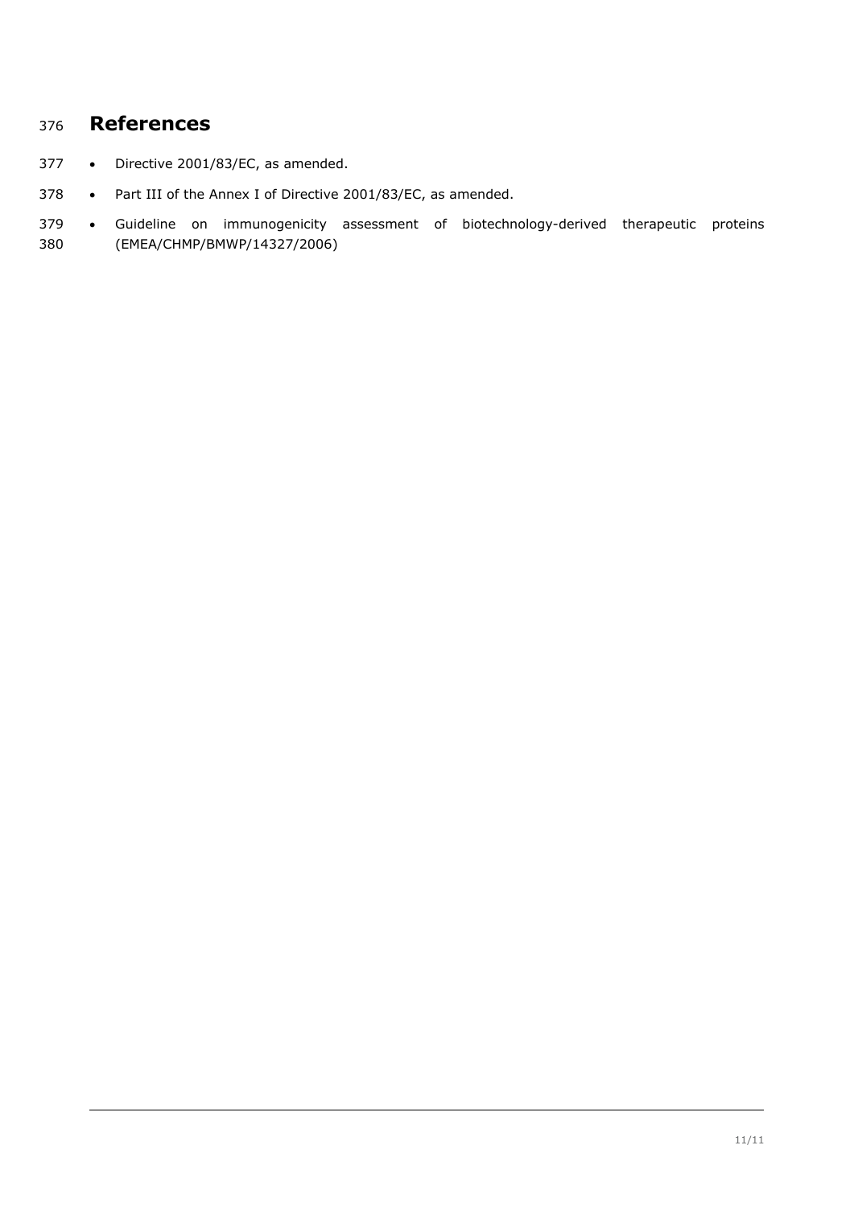# References

- Directive 2001/83/EC, as amended.
- Part III of the Annex I of Directive 2001/83/EC, as amended.
- Guideline on immunogenicity assessment of biotechnology-derived therapeutic proteins (EMEA/CHMP/BMWP/14327/2006)